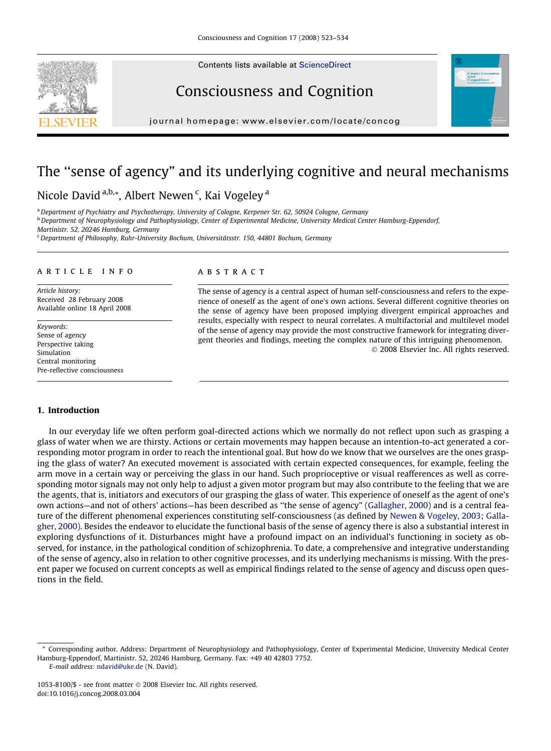Contents lists available at ScienceDirect

# Consciousness and Cognition

journal homepage: www.elsevier.com/locate/concog

# The "sense of agency" and its underlying cognitive and neural mechanisms

Nicole David [a,b,*], Albert Newen [c], Kai Vogeley [a]

[a] Department of Psychiatry and Psychotherapy, University of Cologne, Kerpener Str. 62, 50924 Cologne, Germany
[b] Department of Neurophysiology and Pathophysiology, Center of Experimental Medicine, University Medical Center Hamburg-Eppendorf, Martinistr. 52, 20246 Hamburg, Germany
[c] Department of Philosophy, Ruhr-University Bochum, Universitätsstr. 150, 44801 Bochum, Germany

**ARTICLE INFO**

*Article history:*
Received 28 February 2008
Available online 18 April 2008

*Keywords:*
Sense of agency
Perspective taking
Simulation
Central monitoring
Pre-reflective consciousness

**ABSTRACT**

The sense of agency is a central aspect of human self-consciousness and refers to the experience of oneself as the agent of one's own actions. Several different cognitive theories on the sense of agency have been proposed implying divergent empirical approaches and results, especially with respect to neural correlates. A multifactorial and multilevel model of the sense of agency may provide the most constructive framework for integrating divergent theories and findings, meeting the complex nature of this intriguing phenomenon.

© 2008 Elsevier Inc. All rights reserved.

## 1. Introduction

In our everyday life we often perform goal-directed actions which we normally do not reflect upon such as grasping a glass of water when we are thirsty. Actions or certain movements may happen because an intention-to-act generated a corresponding motor program in order to reach the intentional goal. But how do we know that we ourselves are the ones grasping the glass of water? An executed movement is associated with certain expected consequences, for example, feeling the arm move in a certain way or perceiving the glass in our hand. Such proprioceptive or visual reafferences as well as corresponding motor signals may not only help to adjust a given motor program but may also contribute to the feeling that we are the agents, that is, initiators and executors of our grasping the glass of water. This experience of oneself as the agent of one's own actions—and not of others' actions—has been described as "the sense of agency" (Gallagher, 2000) and is a central feature of the different phenomenal experiences constituting self-consciousness (as defined by Newen & Vogeley, 2003; Gallagher, 2000). Besides the endeavor to elucidate the functional basis of the sense of agency there is also a substantial interest in exploring dysfunctions of it. Disturbances might have a profound impact on an individual's functioning in society as observed, for instance, in the pathological condition of schizophrenia. To date, a comprehensive and integrative understanding of the sense of agency, also in relation to other cognitive processes, and its underlying mechanisms is missing. With the present paper we focused on current concepts as well as empirical findings related to the sense of agency and discuss open questions in the field.

\* Corresponding author. Address: Department of Neurophysiology and Pathophysiology, Center of Experimental Medicine, University Medical Center Hamburg-Eppendorf, Martinistr. 52, 20246 Hamburg, Germany. Fax: +49 40 42803 7752.
*E-mail address:* ndavid@uke.de (N. David).

1053-8100/$ - see front matter © 2008 Elsevier Inc. All rights reserved.
doi:10.1016/j.concog.2008.03.004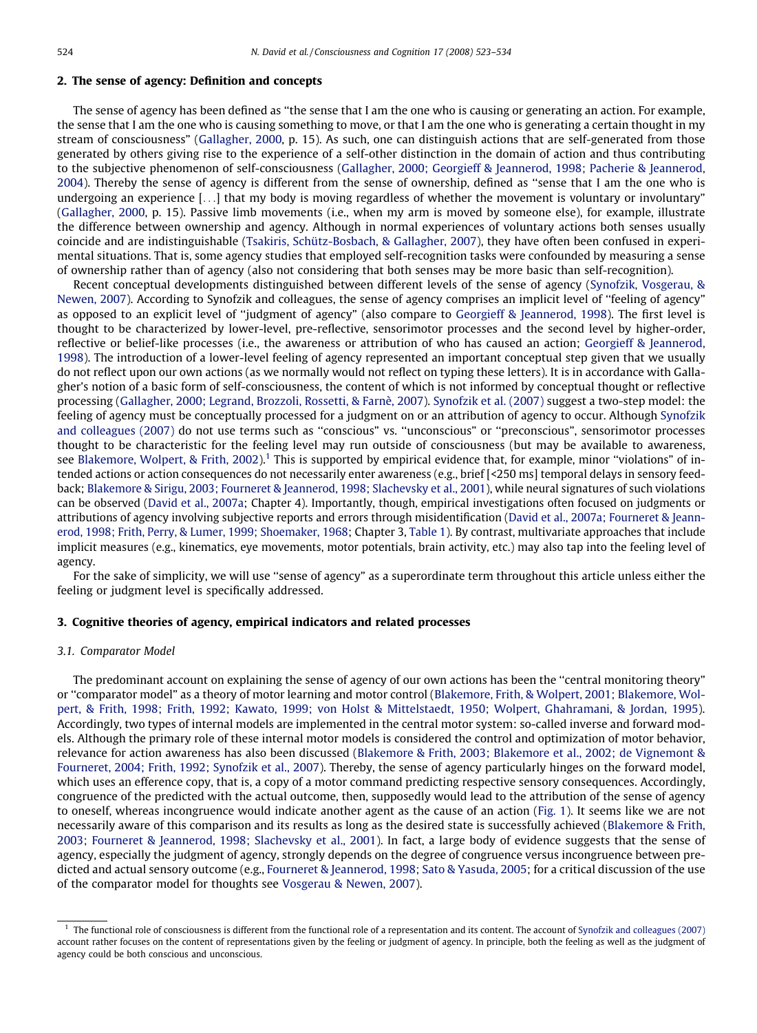## 2. The sense of agency: Definition and concepts

The sense of agency has been defined as ''the sense that I am the one who is causing or generating an action. For example, the sense that I am the one who is causing something to move, or that I am the one who is generating a certain thought in my stream of consciousness'' (Gallagher, 2000, p. 15). As such, one can distinguish actions that are self-generated from those generated by others giving rise to the experience of a self-other distinction in the domain of action and thus contributing to the subjective phenomenon of self-consciousness (Gallagher, 2000; Georgieff & Jeannerod, 1998; Pacherie & Jeannerod, 2004). Thereby the sense of agency is different from the sense of ownership, defined as ''sense that I am the one who is undergoing an experience [...] that my body is moving regardless of whether the movement is voluntary or involuntary'' (Gallagher, 2000, p. 15). Passive limb movements (i.e., when my arm is moved by someone else), for example, illustrate the difference between ownership and agency. Although in normal experiences of voluntary actions both senses usually coincide and are indistinguishable (Tsakiris, Schütz-Bosbach, & Gallagher, 2007), they have often been confused in experimental situations. That is, some agency studies that employed self-recognition tasks were confounded by measuring a sense of ownership rather than of agency (also not considering that both senses may be more basic than self-recognition).

Recent conceptual developments distinguished between different levels of the sense of agency (Synofzik, Vosgerau, & Newen, 2007). According to Synofzik and colleagues, the sense of agency comprises an implicit level of ''feeling of agency'' as opposed to an explicit level of ''judgment of agency'' (also compare to Georgieff & Jeannerod, 1998). The first level is thought to be characterized by lower-level, pre-reflective, sensorimotor processes and the second level by higher-order, reflective or belief-like processes (i.e., the awareness or attribution of who has caused an action; Georgieff & Jeannerod, 1998). The introduction of a lower-level feeling of agency represented an important conceptual step given that we usually do not reflect upon our own actions (as we normally would not reflect on typing these letters). It is in accordance with Gallagher's notion of a basic form of self-consciousness, the content of which is not informed by conceptual thought or reflective processing (Gallagher, 2000; Legrand, Brozzoli, Rossetti, & Farnè, 2007). Synofzik et al. (2007) suggest a two-step model: the feeling of agency must be conceptually processed for a judgment on or an attribution of agency to occur. Although Synofzik and colleagues (2007) do not use terms such as ''conscious'' vs. ''unconscious'' or ''preconscious'', sensorimotor processes thought to be characteristic for the feeling level may run outside of consciousness (but may be available to awareness, see Blakemore, Wolpert, & Frith, 2002).[1] This is supported by empirical evidence that, for example, minor ''violations'' of intended actions or action consequences do not necessarily enter awareness (e.g., brief [<250 ms] temporal delays in sensory feedback; Blakemore & Sirigu, 2003; Fourneret & Jeannerod, 1998; Slachevsky et al., 2001), while neural signatures of such violations can be observed (David et al., 2007a; Chapter 4). Importantly, though, empirical investigations often focused on judgments or attributions of agency involving subjective reports and errors through misidentification (David et al., 2007a; Fourneret & Jeannerod, 1998; Frith, Perry, & Lumer, 1999; Shoemaker, 1968; Chapter 3, Table 1). By contrast, multivariate approaches that include implicit measures (e.g., kinematics, eye movements, motor potentials, brain activity, etc.) may also tap into the feeling level of agency.

For the sake of simplicity, we will use ''sense of agency'' as a superordinate term throughout this article unless either the feeling or judgment level is specifically addressed.

## 3. Cognitive theories of agency, empirical indicators and related processes

### 3.1. Comparator Model

The predominant account on explaining the sense of agency of our own actions has been the ''central monitoring theory'' or ''comparator model'' as a theory of motor learning and motor control (Blakemore, Frith, & Wolpert, 2001; Blakemore, Wolpert, & Frith, 1998; Frith, 1992; Kawato, 1999; von Holst & Mittelstaedt, 1950; Wolpert, Ghahramani, & Jordan, 1995). Accordingly, two types of internal models are implemented in the central motor system: so-called inverse and forward models. Although the primary role of these internal motor models is considered the control and optimization of motor behavior, relevance for action awareness has also been discussed (Blakemore & Frith, 2003; Blakemore et al., 2002; de Vignemont & Fourneret, 2004; Frith, 1992; Synofzik et al., 2007). Thereby, the sense of agency particularly hinges on the forward model, which uses an efference copy, that is, a copy of a motor command predicting respective sensory consequences. Accordingly, congruence of the predicted with the actual outcome, then, supposedly would lead to the attribution of the sense of agency to oneself, whereas incongruence would indicate another agent as the cause of an action (Fig. 1). It seems like we are not necessarily aware of this comparison and its results as long as the desired state is successfully achieved (Blakemore & Frith, 2003; Fourneret & Jeannerod, 1998; Slachevsky et al., 2001). In fact, a large body of evidence suggests that the sense of agency, especially the judgment of agency, strongly depends on the degree of congruence versus incongruence between predicted and actual sensory outcome (e.g., Fourneret & Jeannerod, 1998; Sato & Yasuda, 2005; for a critical discussion of the use of the comparator model for thoughts see Vosgerau & Newen, 2007).

---

[1] The functional role of consciousness is different from the functional role of a representation and its content. The account of Synofzik and colleagues (2007) account rather focuses on the content of representations given by the feeling or judgment of agency. In principle, both the feeling as well as the judgment of agency could be both conscious and unconscious.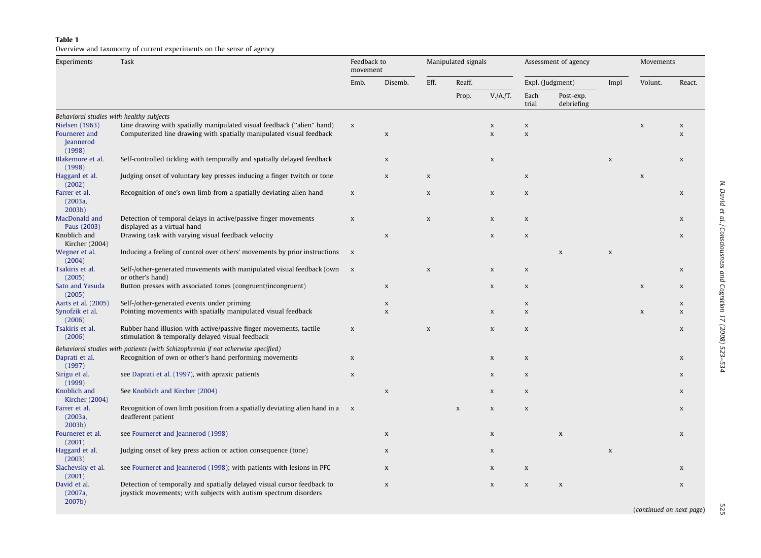**Table 1**
Overview and taxonomy of current experiments on the sense of agency

| Experiments | Task | Feedback to movement | | Manipulated signals | | | Assessment of agency | | | Movements | |
|---|---|---|---|---|---|---|---|---|---|---|---|
| | | Emb. | Disemb. | Eff. | Reaff. | | Expl. (Judgment) | | Impl | Volunt. | React. |
| | | | | | Prop. | V./A./T. | Each trial | Post-exp. debriefing | | | |
| *Behavioral studies with healthy subjects* | | | | | | | | | | | |
| Nielsen (1963) | Line drawing with spatially manipulated visual feedback (''alien'' hand) | x | | | | x | x | | | x | x |
| Fourneret and Jeannerod (1998) | Computerized line drawing with spatially manipulated visual feedback | | x | | | x | x | | | | x |
| Blakemore et al. (1998) | Self-controlled tickling with temporally and spatially delayed feedback | | x | | | x | | | x | | x |
| Haggard et al. (2002) | Judging onset of voluntary key presses inducing a finger twitch or tone | | x | x | | | x | | | x | |
| Farrer et al. (2003a, 2003b) | Recognition of one's own limb from a spatially deviating alien hand | x | | x | | x | x | | | | x |
| MacDonald and Paus (2003) | Detection of temporal delays in active/passive finger movements displayed as a virtual hand | x | | x | | x | x | | | | x |
| Knoblich and Kircher (2004) | Drawing task with varying visual feedback velocity | | x | | | x | x | | | | x |
| Wegner et al. (2004) | Inducing a feeling of control over others' movements by prior instructions | x | | | | | | x | x | | |
| Tsakiris et al. (2005) | Self-/other-generated movements with manipulated visual feedback (own or other's hand) | x | | x | | x | x | | | | x |
| Sato and Yasuda (2005) | Button presses with associated tones (congruent/incongruent) | | x | | | x | x | | | x | x |
| Aarts et al. (2005) | Self-/other-generated events under priming | | x | | | | x | | | | x |
| Synofzik et al. (2006) | Pointing movements with spatially manipulated visual feedback | | x | | | x | x | | | x | x |
| Tsakiris et al. (2006) | Rubber hand illusion with active/passive finger movements, tactile stimulation & temporally delayed visual feedback | x | | x | | x | x | | | | x |
| *Behavioral studies with patients (with Schizophrenia if not otherwise specified)* | | | | | | | | | | | |
| Daprati et al. (1997) | Recognition of own or other's hand performing movements | x | | | | x | x | | | | x |
| Sirigu et al. (1999) | see Daprati et al. (1997), with apraxic patients | x | | | | x | x | | | | x |
| Knoblich and Kircher (2004) | See Knoblich and Kircher (2004) | | x | | | x | x | | | | x |
| Farrer et al. (2003a, 2003b) | Recognition of own limb position from a spatially deviating alien hand in a deafferent patient | x | | | x | x | x | | | | x |
| Fourneret et al. (2001) | see Fourneret and Jeannerod (1998) | | x | | | x | | x | | | x |
| Haggard et al. (2003) | Judging onset of key press action or action consequence (tone) | | x | | | x | | | x | | |
| Slachevsky et al. (2001) | see Fourneret and Jeannerod (1998); with patients with lesions in PFC | | x | | | x | x | | | | x |
| David et al. (2007a, 2007b) | Detection of temporally and spatially delayed visual cursor feedback to joystick movements; with subjects with autism spectrum disorders | | x | | | x | x | x | | | x |

(*continued on next page*)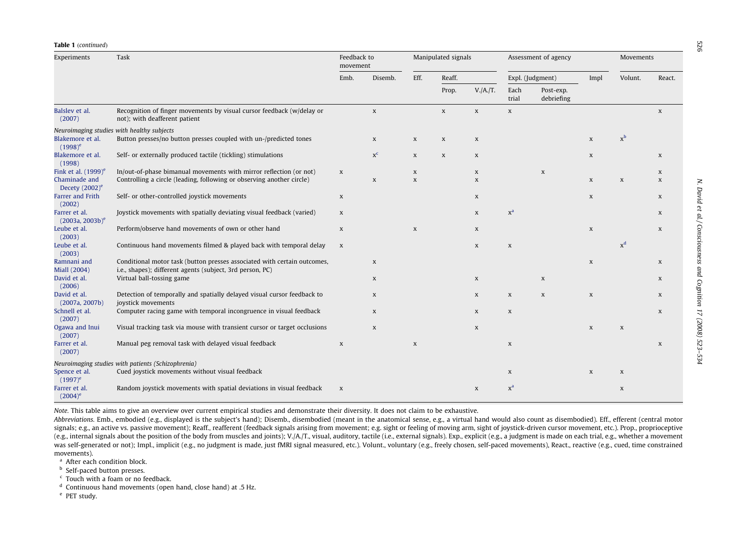**Table 1** (*continued*)

| Experiments | Task | Feedback to movement | | Manipulated signals | | | Assessment of agency | | | Movements | |
|---|---|---|---|---|---|---|---|---|---|---|---|
| | | Emb. | Disemb. | Eff. | Reaff. | | Expl. (Judgment) | | Impl | Volunt. | React. |
| | | | | | Prop. | V./A./T. | Each trial | Post-exp. debriefing | | | |
| Balslev et al. (2007) | Recognition of finger movements by visual cursor feedback (w/delay or not); with deafferent patient | | x | | x | x | x | | | | x |
| *Neuroimaging studies with healthy subjects* | | | | | | | | | | | |
| Blakemore et al. (1998)[e] | Button presses/no button presses coupled with un-/predicted tones | | x | x | x | x | | | x | x[b] | |
| Blakemore et al. (1998) | Self- or externally produced tactile (tickling) stimulations | | x[c] | x | x | x | | | x | | x |
| Fink et al. (1999)[e] | In/out-of-phase bimanual movements with mirror reflection (or not) | x | | x | | x | | x | | | x |
| Chaminade and Decety (2002)[e] | Controlling a circle (leading, following or observing another circle) | | x | x | | x | | | x | x | x |
| Farrer and Frith (2002) | Self- or other-controlled joystick movements | x | | | | x | | | x | | x |
| Farrer et al. (2003a, 2003b)[e] | Joystick movements with spatially deviating visual feedback (varied) | x | | | | x | x[a] | | | | x |
| Leube et al. (2003) | Perform/observe hand movements of own or other hand | x | | x | | x | | | x | | x |
| Leube et al. (2003) | Continuous hand movements filmed & played back with temporal delay | x | | | | x | x | | | x[d] | |
| Ramnani and Miall (2004) | Conditional motor task (button presses associated with certain outcomes, i.e., shapes); different agents (subject, 3rd person, PC) | | x | | | | | | x | | x |
| David et al. (2006) | Virtual ball-tossing game | | x | | | x | | x | | | x |
| David et al. (2007a, 2007b) | Detection of temporally and spatially delayed visual cursor feedback to joystick movements | | x | | | x | x | x | x | | x |
| Schnell et al. (2007) | Computer racing game with temporal incongruence in visual feedback | | x | | | x | x | | | | x |
| Ogawa and Inui (2007) | Visual tracking task via mouse with transient cursor or target occlusions | | x | | | x | | | x | x | |
| Farrer et al. (2007) | Manual peg removal task with delayed visual feedback | x | | x | | | x | | | | x |
| *Neuroimaging studies with patients (Schizophrenia)* | | | | | | | | | | | |
| Spence et al. (1997)[e] | Cued joystick movements without visual feedback | | | | | | x | | x | x | |
| Farrer et al. (2004)[e] | Random joystick movements with spatial deviations in visual feedback | x | | | | x | x[a] | | | x | |

*Note.* This table aims to give an overview over current empirical studies and demonstrate their diversity. It does not claim to be exhaustive.

*Abbreviations.* Emb., embodied (e.g., displayed is the subject's hand); Disemb., disembodied (meant in the anatomical sense, e.g., a virtual hand would also count as disembodied). Eff., efferent (central motor signals; e.g., an active vs. passive movement); Reaff., reafferent (feedback signals arising from movement; e.g. sight or feeling of moving arm, sight of joystick-driven cursor movement, etc.). Prop., proprioceptive (e.g., internal signals about the position of the body from muscles and joints); V./A./T., visual, auditory, tactile (i.e., external signals). Exp., explicit (e.g., a judgment is made on each trial, e.g., whether a movement was self-generated or not); Impl., implicit (e.g., no judgment is made, just fMRI signal measured, etc.). Volunt., voluntary (e.g., freely chosen, self-paced movements), React., reactive (e.g., cued, time constrained movements).

[a] After each condition block.

[b] Self-paced button presses.

[c] Touch with a foam or no feedback.

[d] Continuous hand movements (open hand, close hand) at .5 Hz.

[e] PET study.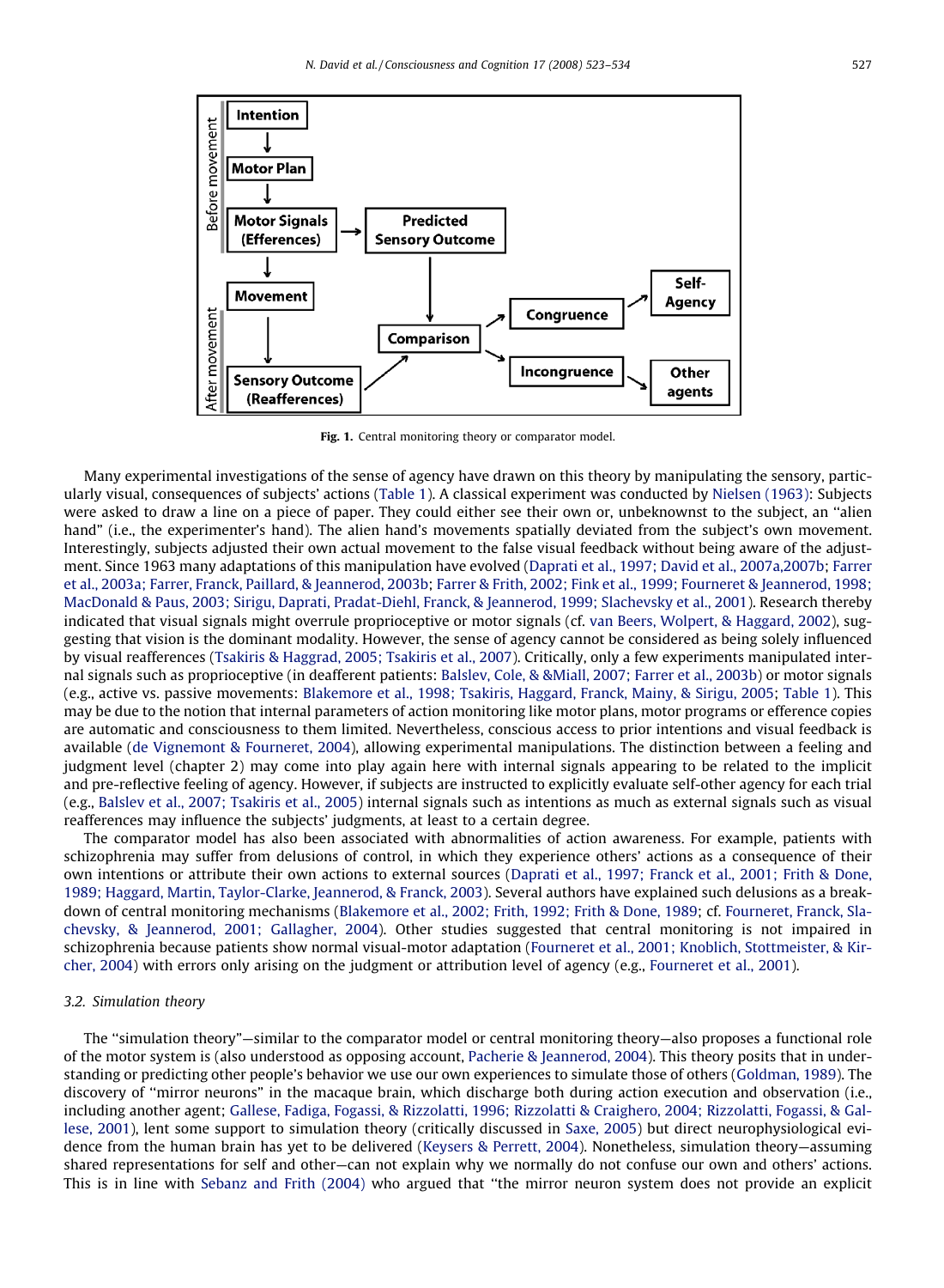Fig. 1. Central monitoring theory or comparator model.

Many experimental investigations of the sense of agency have drawn on this theory by manipulating the sensory, particularly visual, consequences of subjects' actions (Table 1). A classical experiment was conducted by Nielsen (1963): Subjects were asked to draw a line on a piece of paper. They could either see their own or, unbeknownst to the subject, an ''alien hand'' (i.e., the experimenter's hand). The alien hand's movements spatially deviated from the subject's own movement. Interestingly, subjects adjusted their own actual movement to the false visual feedback without being aware of the adjustment. Since 1963 many adaptations of this manipulation have evolved (Daprati et al., 1997; David et al., 2007a,2007b; Farrer et al., 2003a; Farrer, Franck, Paillard, & Jeannerod, 2003b; Farrer & Frith, 2002; Fink et al., 1999; Fourneret & Jeannerod, 1998; MacDonald & Paus, 2003; Sirigu, Daprati, Pradat-Diehl, Franck, & Jeannerod, 1999; Slachevsky et al., 2001). Research thereby indicated that visual signals might overrule proprioceptive or motor signals (cf. van Beers, Wolpert, & Haggard, 2002), suggesting that vision is the dominant modality. However, the sense of agency cannot be considered as being solely influenced by visual reafferences (Tsakiris & Haggrad, 2005; Tsakiris et al., 2007). Critically, only a few experiments manipulated internal signals such as proprioceptive (in deafferent patients: Balslev, Cole, & &Miall, 2007; Farrer et al., 2003b) or motor signals (e.g., active vs. passive movements: Blakemore et al., 1998; Tsakiris, Haggard, Franck, Mainy, & Sirigu, 2005; Table 1). This may be due to the notion that internal parameters of action monitoring like motor plans, motor programs or efference copies are automatic and consciousness to them limited. Nevertheless, conscious access to prior intentions and visual feedback is available (de Vignemont & Fourneret, 2004), allowing experimental manipulations. The distinction between a feeling and judgment level (chapter 2) may come into play again here with internal signals appearing to be related to the implicit and pre-reflective feeling of agency. However, if subjects are instructed to explicitly evaluate self-other agency for each trial (e.g., Balslev et al., 2007; Tsakiris et al., 2005) internal signals such as intentions as much as external signals such as visual reafferences may influence the subjects' judgments, at least to a certain degree.

The comparator model has also been associated with abnormalities of action awareness. For example, patients with schizophrenia may suffer from delusions of control, in which they experience others' actions as a consequence of their own intentions or attribute their own actions to external sources (Daprati et al., 1997; Franck et al., 2001; Frith & Done, 1989; Haggard, Martin, Taylor-Clarke, Jeannerod, & Franck, 2003). Several authors have explained such delusions as a breakdown of central monitoring mechanisms (Blakemore et al., 2002; Frith, 1992; Frith & Done, 1989; cf. Fourneret, Franck, Slachevsky, & Jeannerod, 2001; Gallagher, 2004). Other studies suggested that central monitoring is not impaired in schizophrenia because patients show normal visual-motor adaptation (Fourneret et al., 2001; Knoblich, Stottmeister, & Kircher, 2004) with errors only arising on the judgment or attribution level of agency (e.g., Fourneret et al., 2001).

### 3.2. Simulation theory

The ''simulation theory''—similar to the comparator model or central monitoring theory—also proposes a functional role of the motor system is (also understood as opposing account, Pacherie & Jeannerod, 2004). This theory posits that in understanding or predicting other people's behavior we use our own experiences to simulate those of others (Goldman, 1989). The discovery of ''mirror neurons'' in the macaque brain, which discharge both during action execution and observation (i.e., including another agent; Gallese, Fadiga, Fogassi, & Rizzolatti, 1996; Rizzolatti & Craighero, 2004; Rizzolatti, Fogassi, & Gallese, 2001), lent some support to simulation theory (critically discussed in Saxe, 2005) but direct neurophysiological evidence from the human brain has yet to be delivered (Keysers & Perrett, 2004). Nonetheless, simulation theory—assuming shared representations for self and other—can not explain why we normally do not confuse our own and others' actions. This is in line with Sebanz and Frith (2004) who argued that ''the mirror neuron system does not provide an explicit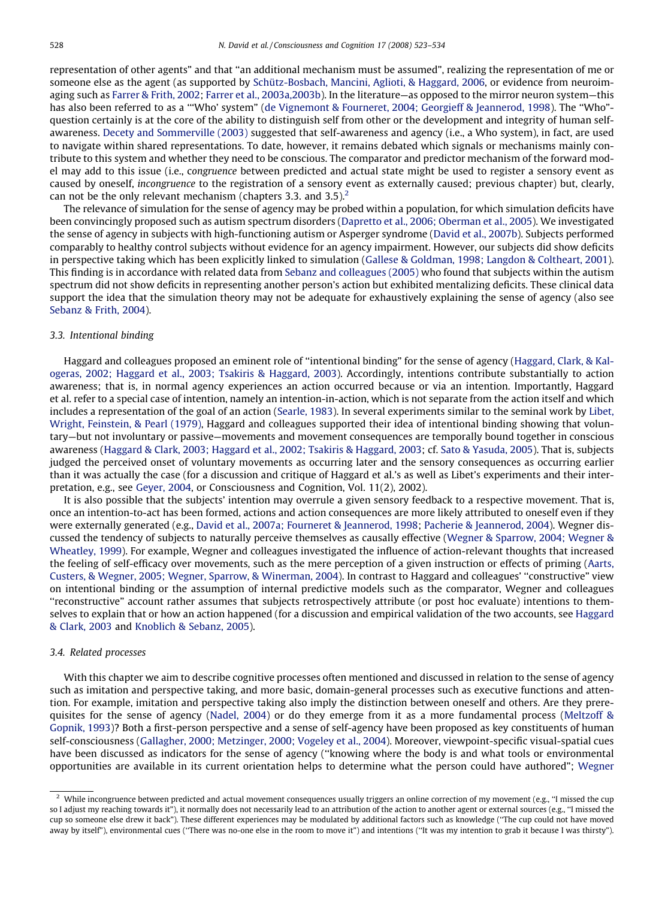representation of other agents" and that "an additional mechanism must be assumed", realizing the representation of me or someone else as the agent (as supported by Schütz-Bosbach, Mancini, Aglioti, & Haggard, 2006, or evidence from neuroimaging such as Farrer & Frith, 2002; Farrer et al., 2003a,2003b). In the literature—as opposed to the mirror neuron system—this has also been referred to as a "'Who' system" (de Vignemont & Fourneret, 2004; Georgieff & Jeannerod, 1998). The "Who"-question certainly is at the core of the ability to distinguish self from other or the development and integrity of human self-awareness. Decety and Sommerville (2003) suggested that self-awareness and agency (i.e., a Who system), in fact, are used to navigate within shared representations. To date, however, it remains debated which signals or mechanisms mainly contribute to this system and whether they need to be conscious. The comparator and predictor mechanism of the forward model may add to this issue (i.e., c*ongruence* between predicted and actual state might be used to register a sensory event as caused by oneself, *incongruence* to the registration of a sensory event as externally caused; previous chapter) but, clearly, can not be the only relevant mechanism (chapters 3.3. and 3.5).[2]

The relevance of simulation for the sense of agency may be probed within a population, for which simulation deficits have been convincingly proposed such as autism spectrum disorders (Dapretto et al., 2006; Oberman et al., 2005). We investigated the sense of agency in subjects with high-functioning autism or Asperger syndrome (David et al., 2007b). Subjects performed comparably to healthy control subjects without evidence for an agency impairment. However, our subjects did show deficits in perspective taking which has been explicitly linked to simulation (Gallese & Goldman, 1998; Langdon & Coltheart, 2001). This finding is in accordance with related data from Sebanz and colleagues (2005) who found that subjects within the autism spectrum did not show deficits in representing another person's action but exhibited mentalizing deficits. These clinical data support the idea that the simulation theory may not be adequate for exhaustively explaining the sense of agency (also see Sebanz & Frith, 2004).

### 3.3. Intentional binding

Haggard and colleagues proposed an eminent role of "intentional binding" for the sense of agency (Haggard, Clark, & Kalogeras, 2002; Haggard et al., 2003; Tsakiris & Haggard, 2003). Accordingly, intentions contribute substantially to action awareness; that is, in normal agency experiences an action occurred because or via an intention. Importantly, Haggard et al. refer to a special case of intention, namely an intention-in-action, which is not separate from the action itself and which includes a representation of the goal of an action (Searle, 1983). In several experiments similar to the seminal work by Libet, Wright, Feinstein, & Pearl (1979), Haggard and colleagues supported their idea of intentional binding showing that voluntary—but not involuntary or passive—movements and movement consequences are temporally bound together in conscious awareness (Haggard & Clark, 2003; Haggard et al., 2002; Tsakiris & Haggard, 2003; cf. Sato & Yasuda, 2005). That is, subjects judged the perceived onset of voluntary movements as occurring later and the sensory consequences as occurring earlier than it was actually the case (for a discussion and critique of Haggard et al.'s as well as Libet's experiments and their interpretation, e.g., see Geyer, 2004, or Consciousness and Cognition, Vol. 11(2), 2002).

It is also possible that the subjects' intention may overrule a given sensory feedback to a respective movement. That is, once an intention-to-act has been formed, actions and action consequences are more likely attributed to oneself even if they were externally generated (e.g., David et al., 2007a; Fourneret & Jeannerod, 1998; Pacherie & Jeannerod, 2004). Wegner discussed the tendency of subjects to naturally perceive themselves as causally effective (Wegner & Sparrow, 2004; Wegner & Wheatley, 1999). For example, Wegner and colleagues investigated the influence of action-relevant thoughts that increased the feeling of self-efficacy over movements, such as the mere perception of a given instruction or effects of priming (Aarts, Custers, & Wegner, 2005; Wegner, Sparrow, & Winerman, 2004). In contrast to Haggard and colleagues' "constructive" view on intentional binding or the assumption of internal predictive models such as the comparator, Wegner and colleagues "reconstructive" account rather assumes that subjects retrospectively attribute (or post hoc evaluate) intentions to themselves to explain that or how an action happened (for a discussion and empirical validation of the two accounts, see Haggard & Clark, 2003 and Knoblich & Sebanz, 2005).

### 3.4. Related processes

With this chapter we aim to describe cognitive processes often mentioned and discussed in relation to the sense of agency such as imitation and perspective taking, and more basic, domain-general processes such as executive functions and attention. For example, imitation and perspective taking also imply the distinction between oneself and others. Are they prerequisites for the sense of agency (Nadel, 2004) or do they emerge from it as a more fundamental process (Meltzoff & Gopnik, 1993)? Both a first-person perspective and a sense of self-agency have been proposed as key constituents of human self-consciousness (Gallagher, 2000; Metzinger, 2000; Vogeley et al., 2004). Moreover, viewpoint-specific visual-spatial cues have been discussed as indicators for the sense of agency ("knowing where the body is and what tools or environmental opportunities are available in its current orientation helps to determine what the person could have authored"; Wegner

---

[2] While incongruence between predicted and actual movement consequences usually triggers an online correction of my movement (e.g., "I missed the cup so I adjust my reaching towards it"), it normally does not necessarily lead to an attribution of the action to another agent or external sources (e.g., "I missed the cup so someone else drew it back"). These different experiences may be modulated by additional factors such as knowledge ("The cup could not have moved away by itself"), environmental cues ("There was no-one else in the room to move it") and intentions ("It was my intention to grab it because I was thirsty").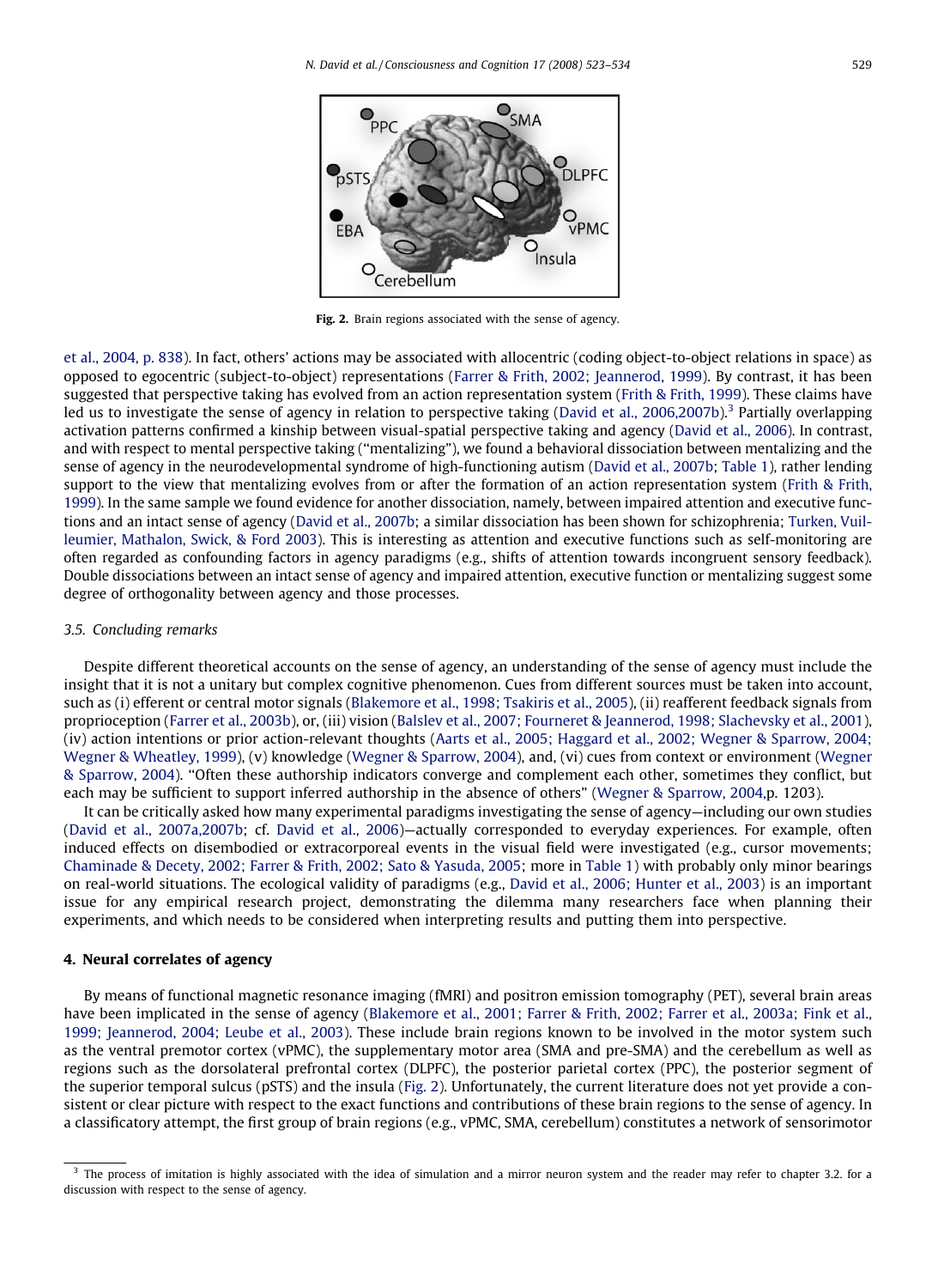Fig. 2. Brain regions associated with the sense of agency.

et al., 2004, p. 838). In fact, others' actions may be associated with allocentric (coding object-to-object relations in space) as opposed to egocentric (subject-to-object) representations (Farrer & Frith, 2002; Jeannerod, 1999). By contrast, it has been suggested that perspective taking has evolved from an action representation system (Frith & Frith, 1999). These claims have led us to investigate the sense of agency in relation to perspective taking (David et al., 2006,2007b).[3] Partially overlapping activation patterns confirmed a kinship between visual-spatial perspective taking and agency (David et al., 2006). In contrast, and with respect to mental perspective taking ("mentalizing"), we found a behavioral dissociation between mentalizing and the sense of agency in the neurodevelopmental syndrome of high-functioning autism (David et al., 2007b; Table 1), rather lending support to the view that mentalizing evolves from or after the formation of an action representation system (Frith & Frith, 1999). In the same sample we found evidence for another dissociation, namely, between impaired attention and executive functions and an intact sense of agency (David et al., 2007b; a similar dissociation has been shown for schizophrenia; Turken, Vuilleumier, Mathalon, Swick, & Ford 2003). This is interesting as attention and executive functions such as self-monitoring are often regarded as confounding factors in agency paradigms (e.g., shifts of attention towards incongruent sensory feedback). Double dissociations between an intact sense of agency and impaired attention, executive function or mentalizing suggest some degree of orthogonality between agency and those processes.

### 3.5. Concluding remarks

Despite different theoretical accounts on the sense of agency, an understanding of the sense of agency must include the insight that it is not a unitary but complex cognitive phenomenon. Cues from different sources must be taken into account, such as (i) efferent or central motor signals (Blakemore et al., 1998; Tsakiris et al., 2005), (ii) reafferent feedback signals from proprioception (Farrer et al., 2003b), or, (iii) vision (Balslev et al., 2007; Fourneret & Jeannerod, 1998; Slachevsky et al., 2001), (iv) action intentions or prior action-relevant thoughts (Aarts et al., 2005; Haggard et al., 2002; Wegner & Sparrow, 2004; Wegner & Wheatley, 1999), (v) knowledge (Wegner & Sparrow, 2004), and, (vi) cues from context or environment (Wegner & Sparrow, 2004). "Often these authorship indicators converge and complement each other, sometimes they conflict, but each may be sufficient to support inferred authorship in the absence of others" (Wegner & Sparrow, 2004,p. 1203).

It can be critically asked how many experimental paradigms investigating the sense of agency—including our own studies (David et al., 2007a,2007b; cf. David et al., 2006)—actually corresponded to everyday experiences. For example, often induced effects on disembodied or extracorporeal events in the visual field were investigated (e.g., cursor movements; Chaminade & Decety, 2002; Farrer & Frith, 2002; Sato & Yasuda, 2005; more in Table 1) with probably only minor bearings on real-world situations. The ecological validity of paradigms (e.g., David et al., 2006; Hunter et al., 2003) is an important issue for any empirical research project, demonstrating the dilemma many researchers face when planning their experiments, and which needs to be considered when interpreting results and putting them into perspective.

## 4. Neural correlates of agency

By means of functional magnetic resonance imaging (fMRI) and positron emission tomography (PET), several brain areas have been implicated in the sense of agency (Blakemore et al., 2001; Farrer & Frith, 2002; Farrer et al., 2003a; Fink et al., 1999; Jeannerod, 2004; Leube et al., 2003). These include brain regions known to be involved in the motor system such as the ventral premotor cortex (vPMC), the supplementary motor area (SMA and pre-SMA) and the cerebellum as well as regions such as the dorsolateral prefrontal cortex (DLPFC), the posterior parietal cortex (PPC), the posterior segment of the superior temporal sulcus (pSTS) and the insula (Fig. 2). Unfortunately, the current literature does not yet provide a consistent or clear picture with respect to the exact functions and contributions of these brain regions to the sense of agency. In a classificatory attempt, the first group of brain regions (e.g., vPMC, SMA, cerebellum) constitutes a network of sensorimotor

[3] The process of imitation is highly associated with the idea of simulation and a mirror neuron system and the reader may refer to chapter 3.2. for a discussion with respect to the sense of agency.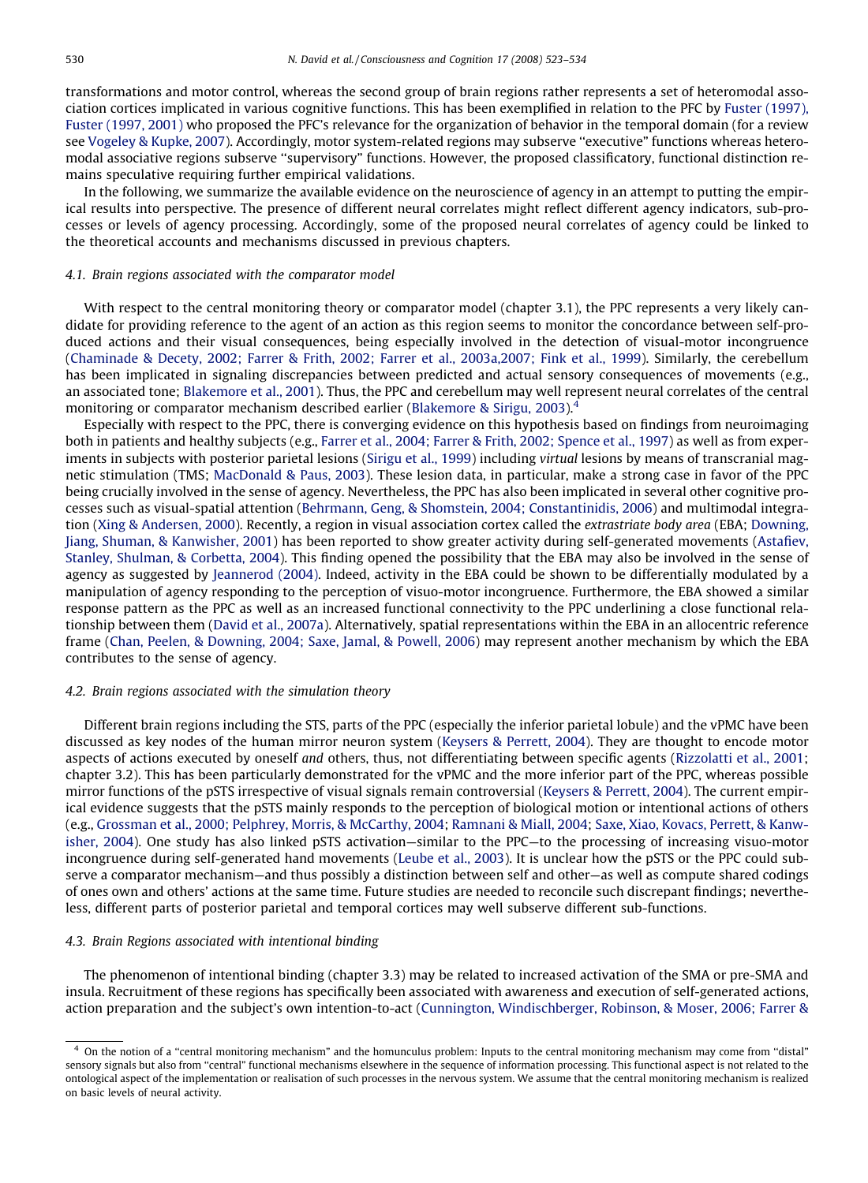transformations and motor control, whereas the second group of brain regions rather represents a set of heteromodal association cortices implicated in various cognitive functions. This has been exemplified in relation to the PFC by Fuster (1997), Fuster (1997, 2001) who proposed the PFC's relevance for the organization of behavior in the temporal domain (for a review see Vogeley & Kupke, 2007). Accordingly, motor system-related regions may subserve "executive" functions whereas heteromodal associative regions subserve "supervisory" functions. However, the proposed classificatory, functional distinction remains speculative requiring further empirical validations.

In the following, we summarize the available evidence on the neuroscience of agency in an attempt to putting the empirical results into perspective. The presence of different neural correlates might reflect different agency indicators, sub-processes or levels of agency processing. Accordingly, some of the proposed neural correlates of agency could be linked to the theoretical accounts and mechanisms discussed in previous chapters.

### 4.1. Brain regions associated with the comparator model

With respect to the central monitoring theory or comparator model (chapter 3.1), the PPC represents a very likely candidate for providing reference to the agent of an action as this region seems to monitor the concordance between self-produced actions and their visual consequences, being especially involved in the detection of visual-motor incongruence (Chaminade & Decety, 2002; Farrer & Frith, 2002; Farrer et al., 2003a,2007; Fink et al., 1999). Similarly, the cerebellum has been implicated in signaling discrepancies between predicted and actual sensory consequences of movements (e.g., an associated tone; Blakemore et al., 2001). Thus, the PPC and cerebellum may well represent neural correlates of the central monitoring or comparator mechanism described earlier (Blakemore & Sirigu, 2003).[4]

Especially with respect to the PPC, there is converging evidence on this hypothesis based on findings from neuroimaging both in patients and healthy subjects (e.g., Farrer et al., 2004; Farrer & Frith, 2002; Spence et al., 1997) as well as from experiments in subjects with posterior parietal lesions (Sirigu et al., 1999) including *virtual* lesions by means of transcranial magnetic stimulation (TMS; MacDonald & Paus, 2003). These lesion data, in particular, make a strong case in favor of the PPC being crucially involved in the sense of agency. Nevertheless, the PPC has also been implicated in several other cognitive processes such as visual-spatial attention (Behrmann, Geng, & Shomstein, 2004; Constantinidis, 2006) and multimodal integration (Xing & Andersen, 2000). Recently, a region in visual association cortex called the *extrastriate body area* (EBA; Downing, Jiang, Shuman, & Kanwisher, 2001) has been reported to show greater activity during self-generated movements (Astafiev, Stanley, Shulman, & Corbetta, 2004). This finding opened the possibility that the EBA may also be involved in the sense of agency as suggested by Jeannerod (2004). Indeed, activity in the EBA could be shown to be differentially modulated by a manipulation of agency responding to the perception of visuo-motor incongruence. Furthermore, the EBA showed a similar response pattern as the PPC as well as an increased functional connectivity to the PPC underlining a close functional relationship between them (David et al., 2007a). Alternatively, spatial representations within the EBA in an allocentric reference frame (Chan, Peelen, & Downing, 2004; Saxe, Jamal, & Powell, 2006) may represent another mechanism by which the EBA contributes to the sense of agency.

### 4.2. Brain regions associated with the simulation theory

Different brain regions including the STS, parts of the PPC (especially the inferior parietal lobule) and the vPMC have been discussed as key nodes of the human mirror neuron system (Keysers & Perrett, 2004). They are thought to encode motor aspects of actions executed by oneself *and* others, thus, not differentiating between specific agents (Rizzolatti et al., 2001; chapter 3.2). This has been particularly demonstrated for the vPMC and the more inferior part of the PPC, whereas possible mirror functions of the pSTS irrespective of visual signals remain controversial (Keysers & Perrett, 2004). The current empirical evidence suggests that the pSTS mainly responds to the perception of biological motion or intentional actions of others (e.g., Grossman et al., 2000; Pelphrey, Morris, & McCarthy, 2004; Ramnani & Miall, 2004; Saxe, Xiao, Kovacs, Perrett, & Kanwisher, 2004). One study has also linked pSTS activation—similar to the PPC—to the processing of increasing visuo-motor incongruence during self-generated hand movements (Leube et al., 2003). It is unclear how the pSTS or the PPC could subserve a comparator mechanism—and thus possibly a distinction between self and other—as well as compute shared codings of ones own and others' actions at the same time. Future studies are needed to reconcile such discrepant findings; nevertheless, different parts of posterior parietal and temporal cortices may well subserve different sub-functions.

### 4.3. Brain Regions associated with intentional binding

The phenomenon of intentional binding (chapter 3.3) may be related to increased activation of the SMA or pre-SMA and insula. Recruitment of these regions has specifically been associated with awareness and execution of self-generated actions, action preparation and the subject's own intention-to-act (Cunnington, Windischberger, Robinson, & Moser, 2006; Farrer &

[4] On the notion of a "central monitoring mechanism" and the homunculus problem: Inputs to the central monitoring mechanism may come from "distal" sensory signals but also from "central" functional mechanisms elsewhere in the sequence of information processing. This functional aspect is not related to the ontological aspect of the implementation or realisation of such processes in the nervous system. We assume that the central monitoring mechanism is realized on basic levels of neural activity.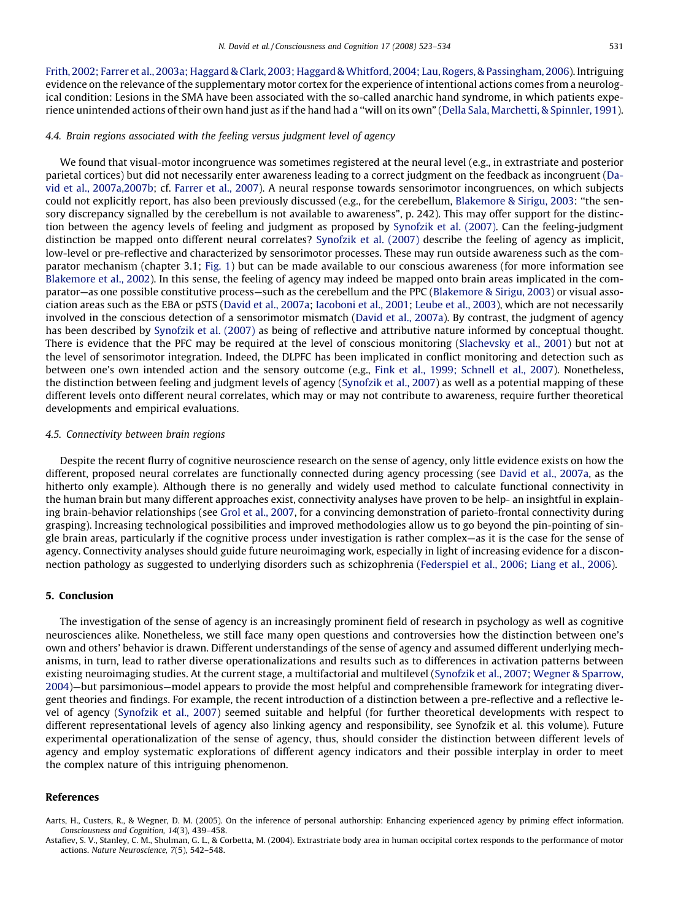Frith, 2002; Farrer et al., 2003a; Haggard & Clark, 2003; Haggard & Whitford, 2004; Lau, Rogers, & Passingham, 2006). Intriguing evidence on the relevance of the supplementary motor cortex for the experience of intentional actions comes from a neurological condition: Lesions in the SMA have been associated with the so-called anarchic hand syndrome, in which patients experience unintended actions of their own hand just as if the hand had a ''will on its own'' (Della Sala, Marchetti, & Spinnler, 1991).

### 4.4. Brain regions associated with the feeling versus judgment level of agency

We found that visual-motor incongruence was sometimes registered at the neural level (e.g., in extrastriate and posterior parietal cortices) but did not necessarily enter awareness leading to a correct judgment on the feedback as incongruent (David et al., 2007a,2007b; cf. Farrer et al., 2007). A neural response towards sensorimotor incongruences, on which subjects could not explicitly report, has also been previously discussed (e.g., for the cerebellum, Blakemore & Sirigu, 2003: ''the sensory discrepancy signalled by the cerebellum is not available to awareness'', p. 242). This may offer support for the distinction between the agency levels of feeling and judgment as proposed by Synofzik et al. (2007). Can the feeling-judgment distinction be mapped onto different neural correlates? Synofzik et al. (2007) describe the feeling of agency as implicit, low-level or pre-reflective and characterized by sensorimotor processes. These may run outside awareness such as the comparator mechanism (chapter 3.1; Fig. 1) but can be made available to our conscious awareness (for more information see Blakemore et al., 2002). In this sense, the feeling of agency may indeed be mapped onto brain areas implicated in the comparator—as one possible constitutive process—such as the cerebellum and the PPC (Blakemore & Sirigu, 2003) or visual association areas such as the EBA or pSTS (David et al., 2007a; Iacoboni et al., 2001; Leube et al., 2003), which are not necessarily involved in the conscious detection of a sensorimotor mismatch (David et al., 2007a). By contrast, the judgment of agency has been described by Synofzik et al. (2007) as being of reflective and attributive nature informed by conceptual thought. There is evidence that the PFC may be required at the level of conscious monitoring (Slachevsky et al., 2001) but not at the level of sensorimotor integration. Indeed, the DLPFC has been implicated in conflict monitoring and detection such as between one's own intended action and the sensory outcome (e.g., Fink et al., 1999; Schnell et al., 2007). Nonetheless, the distinction between feeling and judgment levels of agency (Synofzik et al., 2007) as well as a potential mapping of these different levels onto different neural correlates, which may or may not contribute to awareness, require further theoretical developments and empirical evaluations.

### 4.5. Connectivity between brain regions

Despite the recent flurry of cognitive neuroscience research on the sense of agency, only little evidence exists on how the different, proposed neural correlates are functionally connected during agency processing (see David et al., 2007a, as the hitherto only example). Although there is no generally and widely used method to calculate functional connectivity in the human brain but many different approaches exist, connectivity analyses have proven to be help- an insightful in explaining brain-behavior relationships (see Grol et al., 2007, for a convincing demonstration of parieto-frontal connectivity during grasping). Increasing technological possibilities and improved methodologies allow us to go beyond the pin-pointing of single brain areas, particularly if the cognitive process under investigation is rather complex—as it is the case for the sense of agency. Connectivity analyses should guide future neuroimaging work, especially in light of increasing evidence for a disconnection pathology as suggested to underlying disorders such as schizophrenia (Federspiel et al., 2006; Liang et al., 2006).

## 5. Conclusion

The investigation of the sense of agency is an increasingly prominent field of research in psychology as well as cognitive neurosciences alike. Nonetheless, we still face many open questions and controversies how the distinction between one's own and others' behavior is drawn. Different understandings of the sense of agency and assumed different underlying mechanisms, in turn, lead to rather diverse operationalizations and results such as to differences in activation patterns between existing neuroimaging studies. At the current stage, a multifactorial and multilevel (Synofzik et al., 2007; Wegner & Sparrow, 2004)—but parsimonious—model appears to provide the most helpful and comprehensible framework for integrating divergent theories and findings. For example, the recent introduction of a distinction between a pre-reflective and a reflective level of agency (Synofzik et al., 2007) seemed suitable and helpful (for further theoretical developments with respect to different representational levels of agency also linking agency and responsibility, see Synofzik et al. this volume). Future experimental operationalization of the sense of agency, thus, should consider the distinction between different levels of agency and employ systematic explorations of different agency indicators and their possible interplay in order to meet the complex nature of this intriguing phenomenon.

## References

Aarts, H., Custers, R., & Wegner, D. M. (2005). On the inference of personal authorship: Enhancing experienced agency by priming effect information. *Consciousness and Cognition, 14*(3), 439–458.

Astafiev, S. V., Stanley, C. M., Shulman, G. L., & Corbetta, M. (2004). Extrastriate body area in human occipital cortex responds to the performance of motor actions. *Nature Neuroscience, 7*(5), 542–548.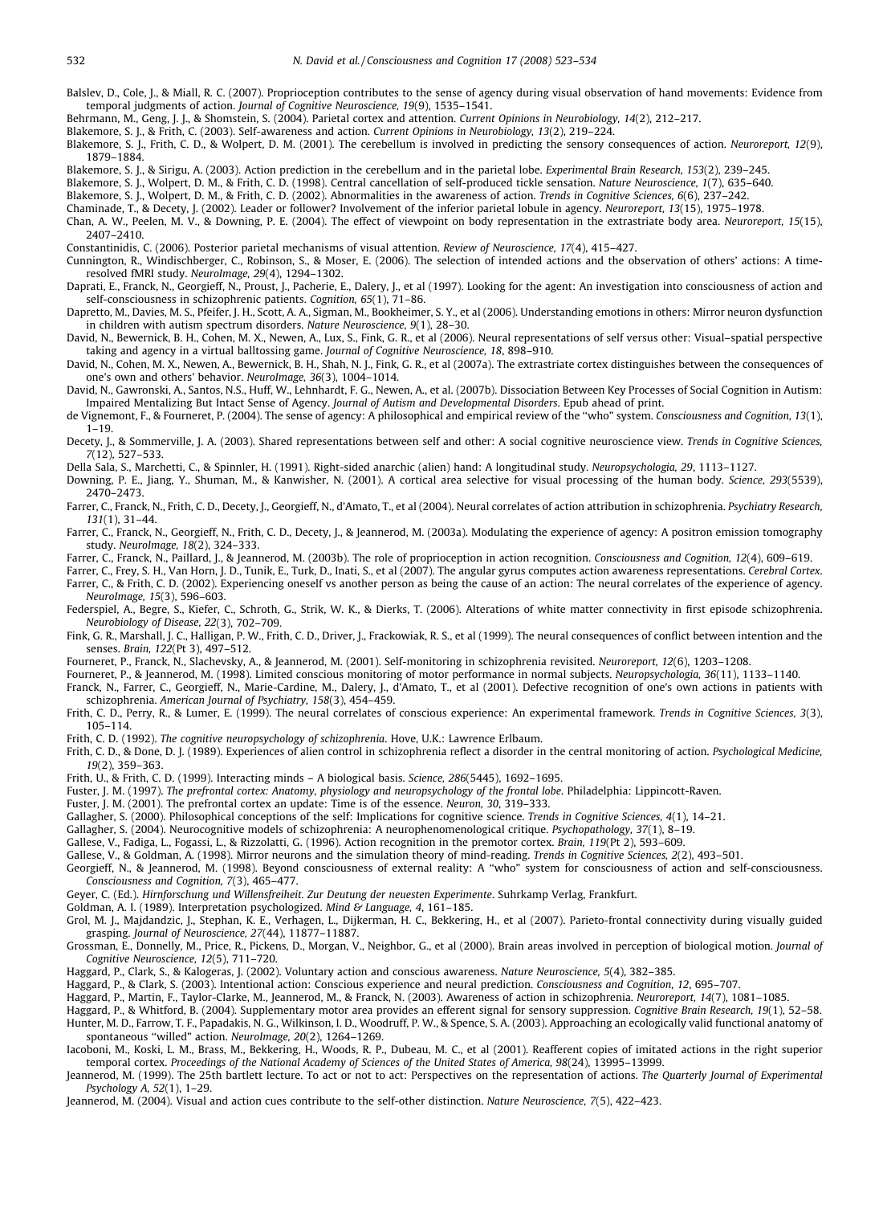Balslev, D., Cole, J., & Miall, R. C. (2007). Proprioception contributes to the sense of agency during visual observation of hand movements: Evidence from temporal judgments of action. *Journal of Cognitive Neuroscience, 19*(9), 1535–1541.

Behrmann, M., Geng, J. J., & Shomstein, S. (2004). Parietal cortex and attention. *Current Opinions in Neurobiology, 14*(2), 212–217.

Blakemore, S. J., & Frith, C. (2003). Self-awareness and action. *Current Opinions in Neurobiology, 13*(2), 219–224.

Blakemore, S. J., Frith, C. D., & Wolpert, D. M. (2001). The cerebellum is involved in predicting the sensory consequences of action. *Neuroreport, 12*(9), 1879–1884.

Blakemore, S. J., & Sirigu, A. (2003). Action prediction in the cerebellum and in the parietal lobe. *Experimental Brain Research, 153*(2), 239–245.

Blakemore, S. J., Wolpert, D. M., & Frith, C. D. (1998). Central cancellation of self-produced tickle sensation. *Nature Neuroscience, 1*(7), 635–640.

Blakemore, S. J., Wolpert, D. M., & Frith, C. D. (2002). Abnormalities in the awareness of action. *Trends in Cognitive Sciences, 6*(6), 237–242.

Chaminade, T., & Decety, J. (2002). Leader or follower? Involvement of the inferior parietal lobule in agency. *Neuroreport, 13*(15), 1975–1978.

Chan, A. W., Peelen, M. V., & Downing, P. E. (2004). The effect of viewpoint on body representation in the extrastriate body area. *Neuroreport, 15*(15), 2407–2410.

Constantinidis, C. (2006). Posterior parietal mechanisms of visual attention. *Review of Neuroscience, 17*(4), 415–427.

Cunnington, R., Windischberger, C., Robinson, S., & Moser, E. (2006). The selection of intended actions and the observation of others' actions: A time-resolved fMRI study. *NeuroImage, 29*(4), 1294–1302.

Daprati, E., Franck, N., Georgieff, N., Proust, J., Pacherie, E., Dalery, J., et al (1997). Looking for the agent: An investigation into consciousness of action and self-consciousness in schizophrenic patients. *Cognition, 65*(1), 71–86.

Dapretto, M., Davies, M. S., Pfeifer, J. H., Scott, A. A., Sigman, M., Bookheimer, S. Y., et al (2006). Understanding emotions in others: Mirror neuron dysfunction in children with autism spectrum disorders. *Nature Neuroscience, 9*(1), 28–30.

David, N., Bewernick, B. H., Cohen, M. X., Newen, A., Lux, S., Fink, G. R., et al (2006). Neural representations of self versus other: Visual–spatial perspective taking and agency in a virtual balltossing game. *Journal of Cognitive Neuroscience, 18*, 898–910.

David, N., Cohen, M. X., Newen, A., Bewernick, B. H., Shah, N. J., Fink, G. R., et al (2007a). The extrastriate cortex distinguishes between the consequences of one's own and others' behavior. *NeuroImage, 36*(3), 1004–1014.

David, N., Gawronski, A., Santos, N.S., Huff, W., Lehnhardt, F. G., Newen, A., et al. (2007b). Dissociation Between Key Processes of Social Cognition in Autism: Impaired Mentalizing But Intact Sense of Agency. *Journal of Autism and Developmental Disorders*. Epub ahead of print.

de Vignemont, F., & Fourneret, P. (2004). The sense of agency: A philosophical and empirical review of the "who" system. *Consciousness and Cognition, 13*(1), 1–19.

Decety, J., & Sommerville, J. A. (2003). Shared representations between self and other: A social cognitive neuroscience view. *Trends in Cognitive Sciences, 7*(12), 527–533.

Della Sala, S., Marchetti, C., & Spinnler, H. (1991). Right-sided anarchic (alien) hand: A longitudinal study. *Neuropsychologia, 29*, 1113–1127.

Downing, P. E., Jiang, Y., Shuman, M., & Kanwisher, N. (2001). A cortical area selective for visual processing of the human body. *Science, 293*(5539), 2470–2473.

Farrer, C., Franck, N., Frith, C. D., Decety, J., Georgieff, N., d'Amato, T., et al (2004). Neural correlates of action attribution in schizophrenia. *Psychiatry Research, 131*(1), 31–44.

Farrer, C., Franck, N., Georgieff, N., Frith, C. D., Decety, J., & Jeannerod, M. (2003a). Modulating the experience of agency: A positron emission tomography study. *NeuroImage, 18*(2), 324–333.

Farrer, C., Franck, N., Paillard, J., & Jeannerod, M. (2003b). The role of proprioception in action recognition. *Consciousness and Cognition, 12*(4), 609–619.

Farrer, C., Frey, S. H., Van Horn, J. D., Tunik, E., Turk, D., Inati, S., et al (2007). The angular gyrus computes action awareness representations. *Cerebral Cortex*.

Farrer, C., & Frith, C. D. (2002). Experiencing oneself vs another person as being the cause of an action: The neural correlates of the experience of agency. *NeuroImage, 15*(3), 596–603.

Federspiel, A., Begre, S., Kiefer, C., Schroth, G., Strik, W. K., & Dierks, T. (2006). Alterations of white matter connectivity in first episode schizophrenia. *Neurobiology of Disease, 22*(3), 702–709.

Fink, G. R., Marshall, J. C., Halligan, P. W., Frith, C. D., Driver, J., Frackowiak, R. S., et al (1999). The neural consequences of conflict between intention and the senses. *Brain, 122*(Pt 3), 497–512.

Fourneret, P., Franck, N., Slachevsky, A., & Jeannerod, M. (2001). Self-monitoring in schizophrenia revisited. *Neuroreport, 12*(6), 1203–1208.

Fourneret, P., & Jeannerod, M. (1998). Limited conscious monitoring of motor performance in normal subjects. *Neuropsychologia, 36*(11), 1133–1140.

Franck, N., Farrer, C., Georgieff, N., Marie-Cardine, M., Dalery, J., d'Amato, T., et al (2001). Defective recognition of one's own actions in patients with schizophrenia. *American Journal of Psychiatry, 158*(3), 454–459.

Frith, C. D., Perry, R., & Lumer, E. (1999). The neural correlates of conscious experience: An experimental framework. *Trends in Cognitive Sciences, 3*(3), 105–114.

Frith, C. D. (1992). *The cognitive neuropsychology of schizophrenia*. Hove, U.K.: Lawrence Erlbaum.

Frith, C. D., & Done, D. J. (1989). Experiences of alien control in schizophrenia reflect a disorder in the central monitoring of action. *Psychological Medicine, 19*(2), 359–363.

Frith, U., & Frith, C. D. (1999). Interacting minds – A biological basis. *Science, 286*(5445), 1692–1695.

Fuster, J. M. (1997). *The prefrontal cortex: Anatomy, physiology and neuropsychology of the frontal lobe*. Philadelphia: Lippincott-Raven.

Fuster, J. M. (2001). The prefrontal cortex an update: Time is of the essence. *Neuron, 30*, 319–333.

Gallagher, S. (2000). Philosophical conceptions of the self: Implications for cognitive science. *Trends in Cognitive Sciences, 4*(1), 14–21.

Gallagher, S. (2004). Neurocognitive models of schizophrenia: A neurophenomenological critique. *Psychopathology, 37*(1), 8–19.

Gallese, V., Fadiga, L., Fogassi, L., & Rizzolatti, G. (1996). Action recognition in the premotor cortex. *Brain, 119*(Pt 2), 593–609.

Gallese, V., & Goldman, A. (1998). Mirror neurons and the simulation theory of mind-reading. *Trends in Cognitive Sciences, 2*(2), 493–501.

Georgieff, N., & Jeannerod, M. (1998). Beyond consciousness of external reality: A "who" system for consciousness of action and self-consciousness. *Consciousness and Cognition, 7*(3), 465–477.

Geyer, C. (Ed.). *Hirnforschung und Willensfreiheit. Zur Deutung der neuesten Experimente*. Suhrkamp Verlag, Frankfurt.

Goldman, A. I. (1989). Interpretation psychologized. *Mind & Language, 4*, 161–185.

Grol, M. J., Majdandzic, J., Stephan, K. E., Verhagen, L., Dijkerman, H. C., Bekkering, H., et al (2007). Parieto-frontal connectivity during visually guided grasping. *Journal of Neuroscience, 27*(44), 11877–11887.

Grossman, E., Donnelly, M., Price, R., Pickens, D., Morgan, V., Neighbor, G., et al (2000). Brain areas involved in perception of biological motion. *Journal of Cognitive Neuroscience, 12*(5), 711–720.

Haggard, P., Clark, S., & Kalogeras, J. (2002). Voluntary action and conscious awareness. *Nature Neuroscience, 5*(4), 382–385.

Haggard, P., & Clark, S. (2003). Intentional action: Conscious experience and neural prediction. *Consciousness and Cognition, 12*, 695–707.

Haggard, P., Martin, F., Taylor-Clarke, M., Jeannerod, M., & Franck, N. (2003). Awareness of action in schizophrenia. *Neuroreport, 14*(7), 1081–1085.

Haggard, P., & Whitford, B. (2004). Supplementary motor area provides an efferent signal for sensory suppression. *Cognitive Brain Research, 19*(1), 52–58.

Hunter, M. D., Farrow, T. F., Papadakis, N. G., Wilkinson, I. D., Woodruff, P. W., & Spence, S. A. (2003). Approaching an ecologically valid functional anatomy of spontaneous "willed" action. *NeuroImage, 20*(2), 1264–1269.

Iacoboni, M., Koski, L. M., Brass, M., Bekkering, H., Woods, R. P., Dubeau, M. C., et al (2001). Reafferent copies of imitated actions in the right superior temporal cortex. *Proceedings of the National Academy of Sciences of the United States of America, 98*(24), 13995–13999.

Jeannerod, M. (1999). The 25th bartlett lecture. To act or not to act: Perspectives on the representation of actions. *The Quarterly Journal of Experimental Psychology A, 52*(1), 1–29.

Jeannerod, M. (2004). Visual and action cues contribute to the self-other distinction. *Nature Neuroscience, 7*(5), 422–423.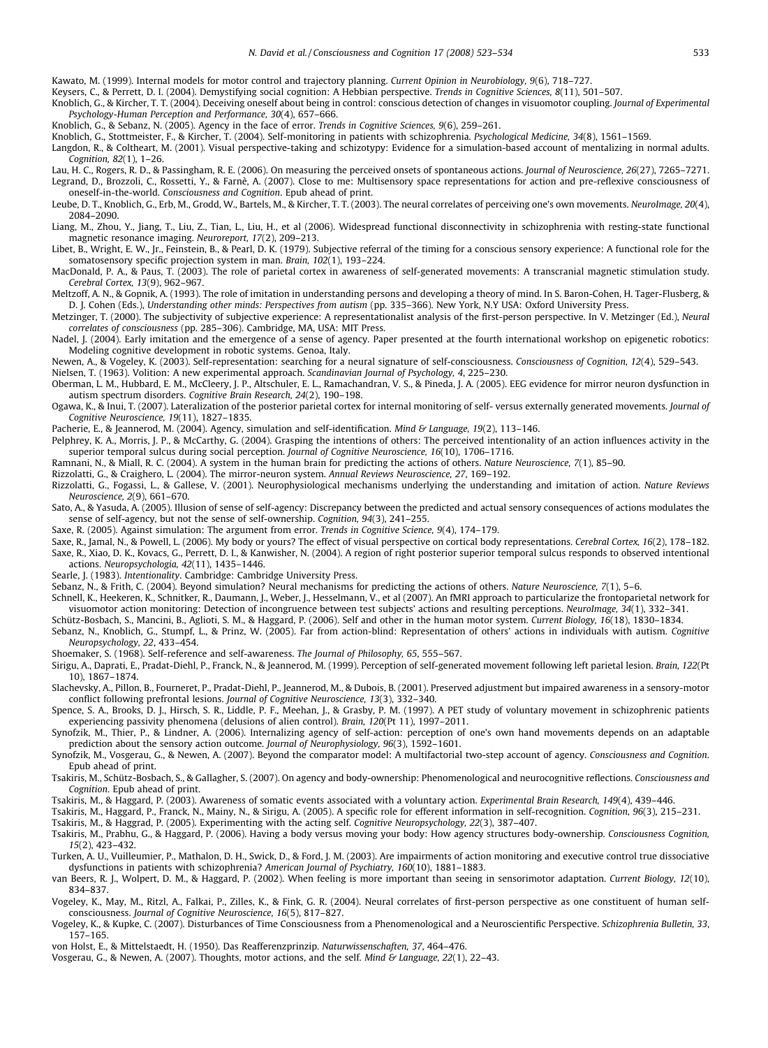Kawato, M. (1999). Internal models for motor control and trajectory planning. *Current Opinion in Neurobiology, 9*(6), 718–727.

Keysers, C., & Perrett, D. I. (2004). Demystifying social cognition: A Hebbian perspective. *Trends in Cognitive Sciences, 8*(11), 501–507.

Knoblich, G., & Kircher, T. T. (2004). Deceiving oneself about being in control: conscious detection of changes in visuomotor coupling. *Journal of Experimental Psychology-Human Perception and Performance, 30*(4), 657–666.

Knoblich, G., & Sebanz, N. (2005). Agency in the face of error. *Trends in Cognitive Sciences, 9*(6), 259–261.

Knoblich, G., Stottmeister, F., & Kircher, T. (2004). Self-monitoring in patients with schizophrenia. *Psychological Medicine, 34*(8), 1561–1569.

Langdon, R., & Coltheart, M. (2001). Visual perspective-taking and schizotypy: Evidence for a simulation-based account of mentalizing in normal adults. *Cognition, 82*(1), 1–26.

Lau, H. C., Rogers, R. D., & Passingham, R. E. (2006). On measuring the perceived onsets of spontaneous actions. *Journal of Neuroscience, 26*(27), 7265–7271.

Legrand, D., Brozzoli, C., Rossetti, Y., & Farnè, A. (2007). Close to me: Multisensory space representations for action and pre-reflexive consciousness of oneself-in-the-world. *Consciousness and Cognition*. Epub ahead of print.

Leube, D. T., Knoblich, G., Erb, M., Grodd, W., Bartels, M., & Kircher, T. T. (2003). The neural correlates of perceiving one's own movements. *NeuroImage, 20*(4), 2084–2090.

Liang, M., Zhou, Y., Jiang, T., Liu, Z., Tian, L., Liu, H., et al (2006). Widespread functional disconnectivity in schizophrenia with resting-state functional magnetic resonance imaging. *Neuroreport, 17*(2), 209–213.

Libet, B., Wright, E. W., Jr., Feinstein, B., & Pearl, D. K. (1979). Subjective referral of the timing for a conscious sensory experience: A functional role for the somatosensory specific projection system in man. *Brain, 102*(1), 193–224.

MacDonald, P. A., & Paus, T. (2003). The role of parietal cortex in awareness of self-generated movements: A transcranial magnetic stimulation study. *Cerebral Cortex, 13*(9), 962–967.

Meltzoff, A. N., & Gopnik, A. (1993). The role of imitation in understanding persons and developing a theory of mind. In S. Baron-Cohen, H. Tager-Flusberg, & D. J. Cohen (Eds.), *Understanding other minds: Perspectives from autism* (pp. 335–366). New York, N.Y USA: Oxford University Press.

Metzinger, T. (2000). The subjectivity of subjective experience: A representationalist analysis of the first-person perspective. In V. Metzinger (Ed.), *Neural correlates of consciousness* (pp. 285–306). Cambridge, MA, USA: MIT Press.

Nadel, J. (2004). Early imitation and the emergence of a sense of agency. Paper presented at the fourth international workshop on epigenetic robotics: Modeling cognitive development in robotic systems. Genoa, Italy.

Newen, A., & Vogeley, K. (2003). Self-representation: searching for a neural signature of self-consciousness. *Consciousness of Cognition, 12*(4), 529–543.

Nielsen, T. (1963). Volition: A new experimental approach. *Scandinavian Journal of Psychology, 4*, 225–230.

Oberman, L. M., Hubbard, E. M., McCleery, J. P., Altschuler, E. L., Ramachandran, V. S., & Pineda, J. A. (2005). EEG evidence for mirror neuron dysfunction in autism spectrum disorders. *Cognitive Brain Research, 24*(2), 190–198.

Ogawa, K., & Inui, T. (2007). Lateralization of the posterior parietal cortex for internal monitoring of self- versus externally generated movements. *Journal of Cognitive Neuroscience, 19*(11), 1827–1835.

Pacherie, E., & Jeannerod, M. (2004). Agency, simulation and self-identification. *Mind & Language, 19*(2), 113–146.

Pelphrey, K. A., Morris, J. P., & McCarthy, G. (2004). Grasping the intentions of others: The perceived intentionality of an action influences activity in the superior temporal sulcus during social perception. *Journal of Cognitive Neuroscience, 16*(10), 1706–1716.

Ramnani, N., & Miall, R. C. (2004). A system in the human brain for predicting the actions of others. *Nature Neuroscience, 7*(1), 85–90.

Rizzolatti, G., & Craighero, L. (2004). The mirror-neuron system. *Annual Reviews Neuroscience, 27*, 169–192.

Rizzolatti, G., Fogassi, L., & Gallese, V. (2001). Neurophysiological mechanisms underlying the understanding and imitation of action. *Nature Reviews Neuroscience, 2*(9), 661–670.

Sato, A., & Yasuda, A. (2005). Illusion of sense of self-agency: Discrepancy between the predicted and actual sensory consequences of actions modulates the sense of self-agency, but not the sense of self-ownership. *Cognition, 94*(3), 241–255.

Saxe, R. (2005). Against simulation: The argument from error. *Trends in Cognitive Science, 9*(4), 174–179.

Saxe, R., Jamal, N., & Powell, L. (2006). My body or yours? The effect of visual perspective on cortical body representations. *Cerebral Cortex, 16*(2), 178–182.

Saxe, R., Xiao, D. K., Kovacs, G., Perrett, D. I., & Kanwisher, N. (2004). A region of right posterior superior temporal sulcus responds to observed intentional actions. *Neuropsychologia, 42*(11), 1435–1446.

Searle, J. (1983). *Intentionality*. Cambridge: Cambridge University Press.

Sebanz, N., & Frith, C. (2004). Beyond simulation? Neural mechanisms for predicting the actions of others. *Nature Neuroscience, 7*(1), 5–6.

Schnell, K., Heekeren, K., Schnitker, R., Daumann, J., Weber, J., Hesselmann, V., et al (2007). An fMRI approach to particularize the frontoparietal network for visuomotor action monitoring: Detection of incongruence between test subjects' actions and resulting perceptions. *NeuroImage, 34*(1), 332–341.

Schütz-Bosbach, S., Mancini, B., Aglioti, S. M., & Haggard, P. (2006). Self and other in the human motor system. *Current Biology, 16*(18), 1830–1834.

Sebanz, N., Knoblich, G., Stumpf, L., & Prinz, W. (2005). Far from action-blind: Representation of others' actions in individuals with autism. *Cognitive Neuropsychology, 22*, 433–454.

Shoemaker, S. (1968). Self-reference and self-awareness. *The Journal of Philosophy, 65*, 555–567.

Sirigu, A., Daprati, E., Pradat-Diehl, P., Franck, N., & Jeannerod, M. (1999). Perception of self-generated movement following left parietal lesion. *Brain, 122*(Pt 10), 1867–1874.

Slachevsky, A., Pillon, B., Fourneret, P., Pradat-Diehl, P., Jeannerod, M., & Dubois, B. (2001). Preserved adjustment but impaired awareness in a sensory-motor conflict following prefrontal lesions. *Journal of Cognitive Neuroscience, 13*(3), 332–340.

Spence, S. A., Brooks, D. J., Hirsch, S. R., Liddle, P. F., Meehan, J., & Grasby, P. M. (1997). A PET study of voluntary movement in schizophrenic patients experiencing passivity phenomena (delusions of alien control). *Brain, 120*(Pt 11), 1997–2011.

Synofzik, M., Thier, P., & Lindner, A. (2006). Internalizing agency of self-action: perception of one's own hand movements depends on an adaptable prediction about the sensory action outcome. *Journal of Neurophysiology, 96*(3), 1592–1601.

Synofzik, M., Vosgerau, G., & Newen, A. (2007). Beyond the comparator model: A multifactorial two-step account of agency. *Consciousness and Cognition*. Epub ahead of print.

Tsakiris, M., Schütz-Bosbach, S., & Gallagher, S. (2007). On agency and body-ownership: Phenomenological and neurocognitive reflections. *Consciousness and Cognition*. Epub ahead of print.

Tsakiris, M., & Haggard, P. (2003). Awareness of somatic events associated with a voluntary action. *Experimental Brain Research, 149*(4), 439–446.

Tsakiris, M., Haggard, P., Franck, N., Mainy, N., & Sirigu, A. (2005). A specific role for efferent information in self-recognition. *Cognition, 96*(3), 215–231.

Tsakiris, M., & Haggrad, P. (2005). Experimenting with the acting self. *Cognitive Neuropsychology, 22*(3), 387–407.

Tsakiris, M., Prabhu, G., & Haggard, P. (2006). Having a body versus moving your body: How agency structures body-ownership. *Consciousness Cognition, 15*(2), 423–432.

Turken, A. U., Vuilleumier, P., Mathalon, D. H., Swick, D., & Ford, J. M. (2003). Are impairments of action monitoring and executive control true dissociative dysfunctions in patients with schizophrenia? *American Journal of Psychiatry, 160*(10), 1881–1883.

van Beers, R. J., Wolpert, D. M., & Haggard, P. (2002). When feeling is more important than seeing in sensorimotor adaptation. *Current Biology, 12*(10), 834–837.

Vogeley, K., May, M., Ritzl, A., Falkai, P., Zilles, K., & Fink, G. R. (2004). Neural correlates of first-person perspective as one constituent of human self-consciousness. *Journal of Cognitive Neuroscience, 16*(5), 817–827.

Vogeley, K., & Kupke, C. (2007). Disturbances of Time Consciousness from a Phenomenological and a Neuroscientific Perspective. *Schizophrenia Bulletin, 33*, 157–165.

von Holst, E., & Mittelstaedt, H. (1950). Das Reafferenzprinzip. *Naturwissenschaften, 37*, 464–476.

Vosgerau, G., & Newen, A. (2007). Thoughts, motor actions, and the self. *Mind & Language, 22*(1), 22–43.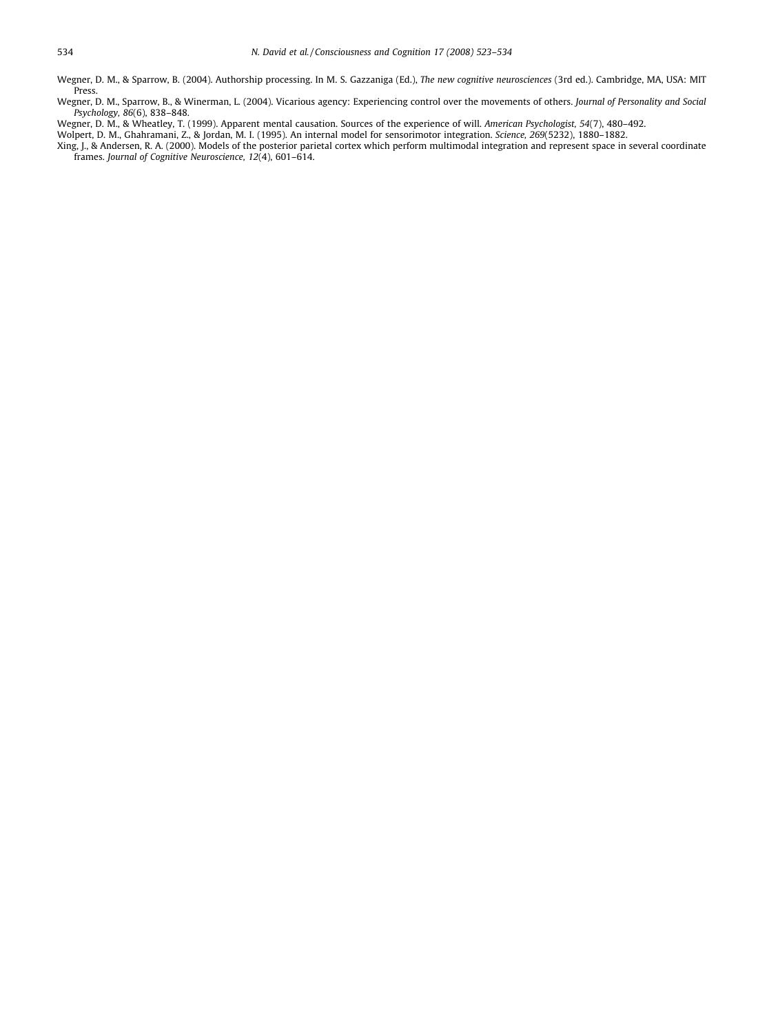Wegner, D. M., & Sparrow, B. (2004). Authorship processing. In M. S. Gazzaniga (Ed.), *The new cognitive neurosciences* (3rd ed.). Cambridge, MA, USA: MIT Press.

Wegner, D. M., Sparrow, B., & Winerman, L. (2004). Vicarious agency: Experiencing control over the movements of others. *Journal of Personality and Social Psychology, 86*(6), 838–848.

Wegner, D. M., & Wheatley, T. (1999). Apparent mental causation. Sources of the experience of will. *American Psychologist, 54*(7), 480–492.

Wolpert, D. M., Ghahramani, Z., & Jordan, M. I. (1995). An internal model for sensorimotor integration. *Science, 269*(5232), 1880–1882.

Xing, J., & Andersen, R. A. (2000). Models of the posterior parietal cortex which perform multimodal integration and represent space in several coordinate frames. *Journal of Cognitive Neuroscience, 12*(4), 601–614.